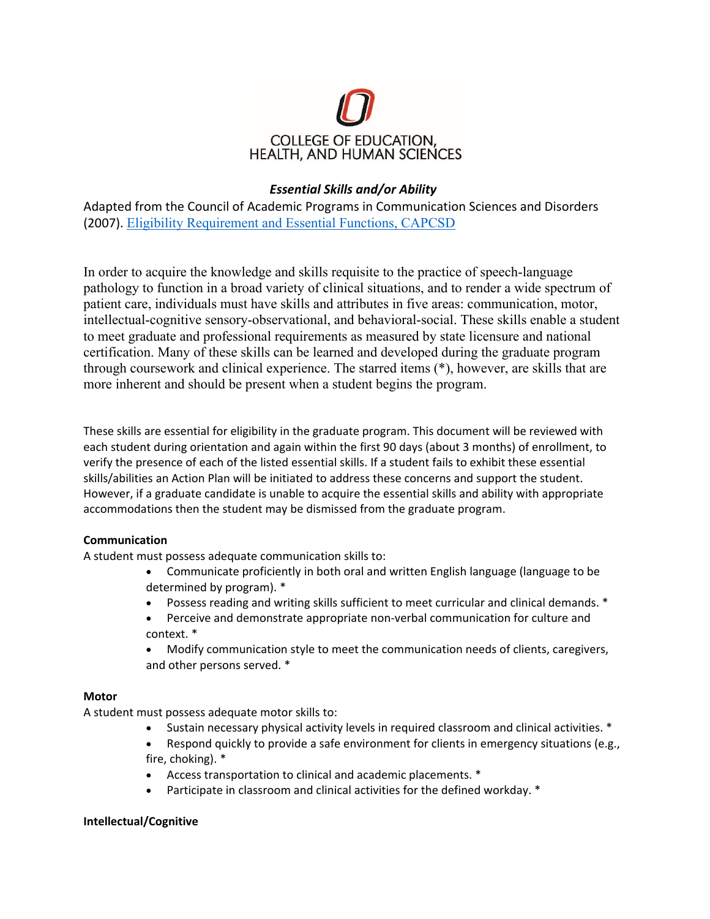COLLEGE OF EDUCATION, HEALTH, AND HUMAN SCIENCES

# *Essential Skills and/or Ability*

Adapted from the Council of Academic Programs in Communication Sciences and Disorders (2007). [Eligibility Requirement and Essential Functions, CAPCSD]()

In order to acquire the knowledge and skills requisite to the practice of speech-language pathology to function in a broad variety of clinical situations, and to render a wide spectrum of patient care, individuals must have skills and attributes in five areas: communication, motor, intellectual-cognitive sensory-observational, and behavioral-social. These skills enable a student to meet graduate and professional requirements as measured by state licensure and national certification. Many of these skills can be learned and developed during the graduate program through coursework and clinical experience. The starred items (*), however, are skills that are more inherent and should be present when a student begins the program.

These skills are essential for eligibility in the graduate program. This document will be reviewed with each student during orientation and again within the first 90 days (about 3 months) of enrollment, to verify the presence of each of the listed essential skills. If a student fails to exhibit these essential skills/abilities an Action Plan will be initiated to address these concerns and support the student. However, if a graduate candidate is unable to acquire the essential skills and ability with appropriate accommodations then the student may be dismissed from the graduate program.

**Communication**

A student must possess adequate communication skills to:

- Communicate proficiently in both oral and written English language (language to be determined by program). *
- Possess reading and writing skills sufficient to meet curricular and clinical demands. *
- Perceive and demonstrate appropriate non-verbal communication for culture and context. *
- Modify communication style to meet the communication needs of clients, caregivers, and other persons served. *

**Motor**

A student must possess adequate motor skills to:

- Sustain necessary physical activity levels in required classroom and clinical activities. *
- Respond quickly to provide a safe environment for clients in emergency situations (e.g., fire, choking). *
- Access transportation to clinical and academic placements. *
- Participate in classroom and clinical activities for the defined workday. *

**Intellectual/Cognitive**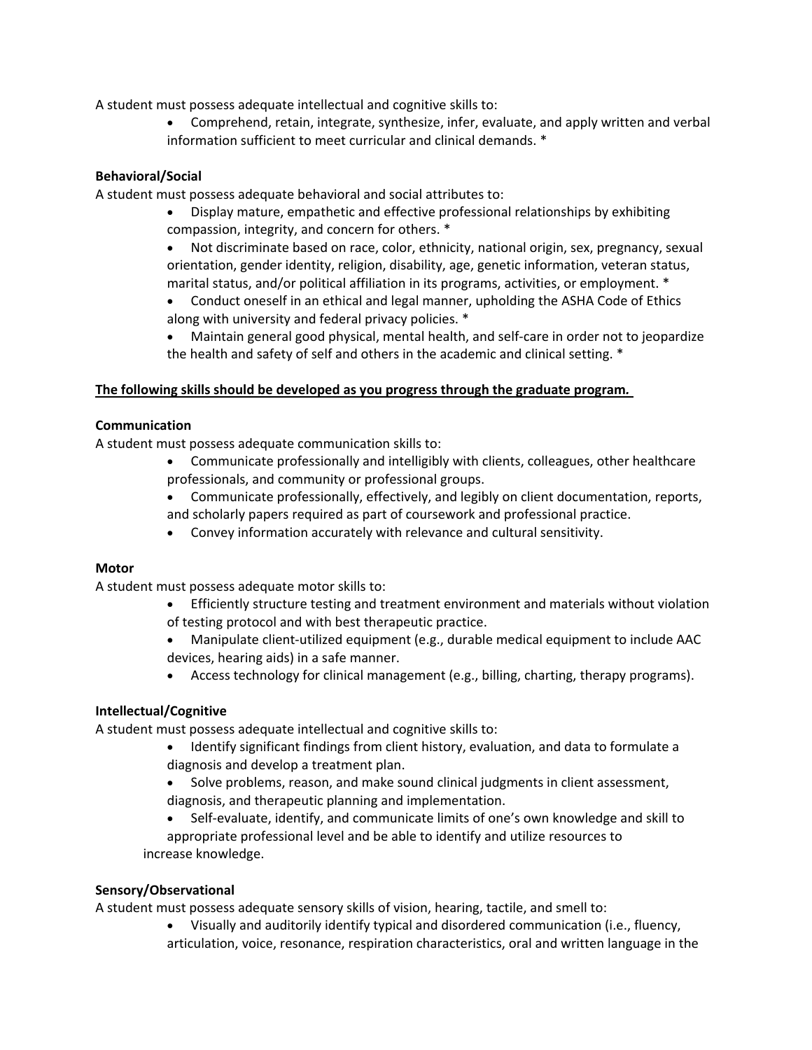A student must possess adequate intellectual and cognitive skills to:

- Comprehend, retain, integrate, synthesize, infer, evaluate, and apply written and verbal information sufficient to meet curricular and clinical demands. *

**Behavioral/Social**

A student must possess adequate behavioral and social attributes to:

- Display mature, empathetic and effective professional relationships by exhibiting compassion, integrity, and concern for others. *
- Not discriminate based on race, color, ethnicity, national origin, sex, pregnancy, sexual orientation, gender identity, religion, disability, age, genetic information, veteran status, marital status, and/or political affiliation in its programs, activities, or employment. *
- Conduct oneself in an ethical and legal manner, upholding the ASHA Code of Ethics along with university and federal privacy policies. *
- Maintain general good physical, mental health, and self-care in order not to jeopardize the health and safety of self and others in the academic and clinical setting. *

**<u>The following skills should be developed as you progress through the graduate program.</u>**

**Communication**

A student must possess adequate communication skills to:

- Communicate professionally and intelligibly with clients, colleagues, other healthcare professionals, and community or professional groups.
- Communicate professionally, effectively, and legibly on client documentation, reports, and scholarly papers required as part of coursework and professional practice.
- Convey information accurately with relevance and cultural sensitivity.

**Motor**

A student must possess adequate motor skills to:

- Efficiently structure testing and treatment environment and materials without violation of testing protocol and with best therapeutic practice.
- Manipulate client-utilized equipment (e.g., durable medical equipment to include AAC devices, hearing aids) in a safe manner.
- Access technology for clinical management (e.g., billing, charting, therapy programs).

**Intellectual/Cognitive**

A student must possess adequate intellectual and cognitive skills to:

- Identify significant findings from client history, evaluation, and data to formulate a diagnosis and develop a treatment plan.
- Solve problems, reason, and make sound clinical judgments in client assessment, diagnosis, and therapeutic planning and implementation.
- Self-evaluate, identify, and communicate limits of one's own knowledge and skill to appropriate professional level and be able to identify and utilize resources to increase knowledge.

**Sensory/Observational**

A student must possess adequate sensory skills of vision, hearing, tactile, and smell to:

- Visually and auditorily identify typical and disordered communication (i.e., fluency, articulation, voice, resonance, respiration characteristics, oral and written language in the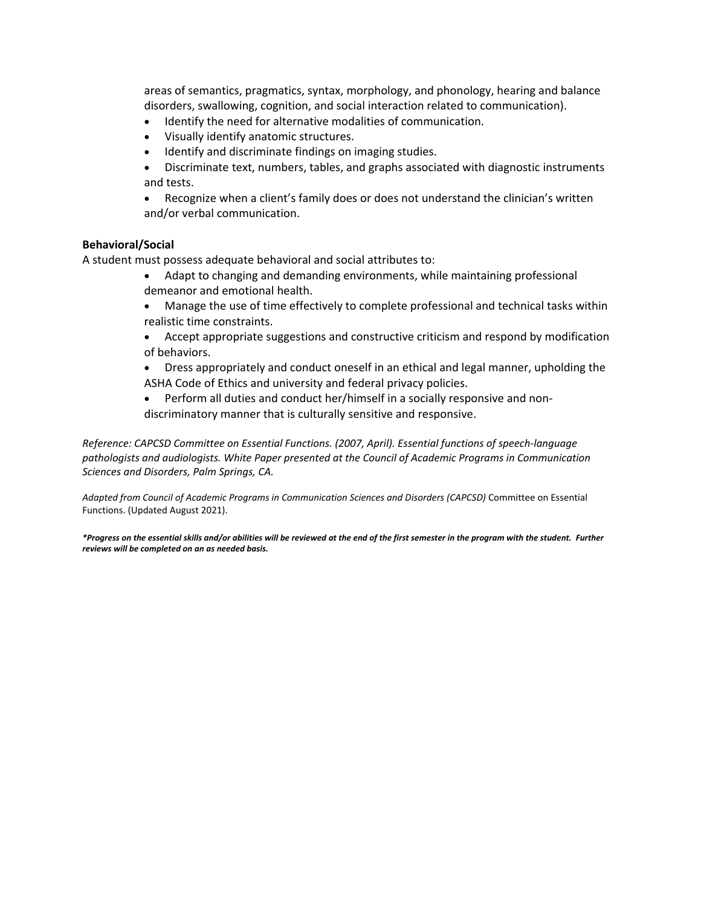areas of semantics, pragmatics, syntax, morphology, and phonology, hearing and balance disorders, swallowing, cognition, and social interaction related to communication).

- Identify the need for alternative modalities of communication.
- Visually identify anatomic structures.
- Identify and discriminate findings on imaging studies.
- Discriminate text, numbers, tables, and graphs associated with diagnostic instruments and tests.
- Recognize when a client's family does or does not understand the clinician's written and/or verbal communication.

**Behavioral/Social**

A student must possess adequate behavioral and social attributes to:

- Adapt to changing and demanding environments, while maintaining professional demeanor and emotional health.
- Manage the use of time effectively to complete professional and technical tasks within realistic time constraints.
- Accept appropriate suggestions and constructive criticism and respond by modification of behaviors.
- Dress appropriately and conduct oneself in an ethical and legal manner, upholding the ASHA Code of Ethics and university and federal privacy policies.
- Perform all duties and conduct her/himself in a socially responsive and non-discriminatory manner that is culturally sensitive and responsive.

*Reference: CAPCSD Committee on Essential Functions. (2007, April). Essential functions of speech-language pathologists and audiologists. White Paper presented at the Council of Academic Programs in Communication Sciences and Disorders, Palm Springs, CA.*

*Adapted from Council of Academic Programs in Communication Sciences and Disorders (CAPCSD)* Committee on Essential Functions. (Updated August 2021).

***Progress on the essential skills and/or abilities will be reviewed at the end of the first semester in the program with the student. Further reviews will be completed on an as needed basis.***